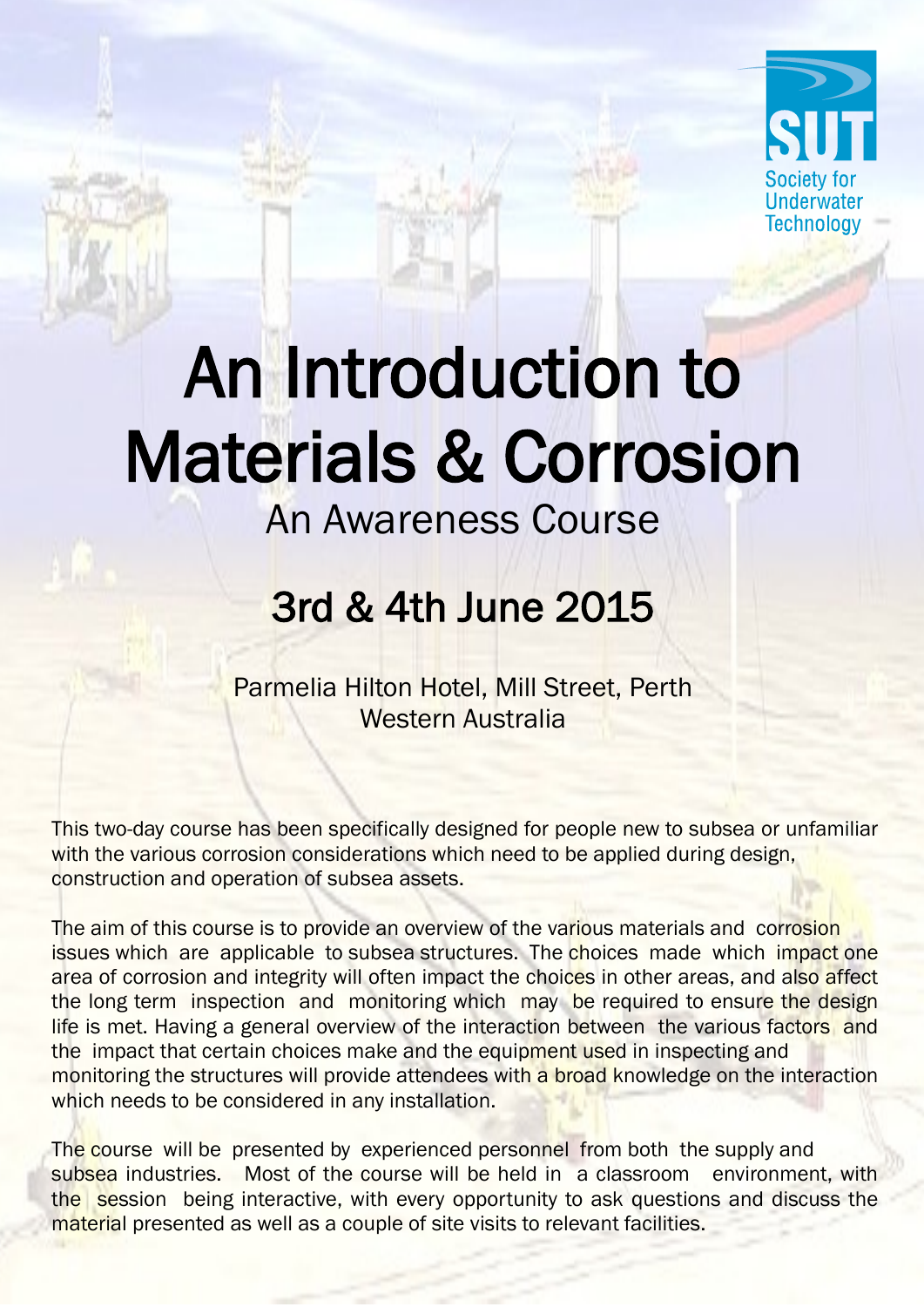SUT

Society for Underwater Technology

# An Introduction to Materials & Corrosion

## An Awareness Course

## 3rd & 4th June 2015

Parmelia Hilton Hotel, Mill Street, Perth
Western Australia

This two-day course has been specifically designed for people new to subsea or unfamiliar with the various corrosion considerations which need to be applied during design, construction and operation of subsea assets.

The aim of this course is to provide an overview of the various materials and corrosion issues which are applicable to subsea structures. The choices made which impact one area of corrosion and integrity will often impact the choices in other areas, and also affect the long term inspection and monitoring which may be required to ensure the design life is met. Having a general overview of the interaction between the various factors and the impact that certain choices make and the equipment used in inspecting and monitoring the structures will provide attendees with a broad knowledge on the interaction which needs to be considered in any installation.

The course will be presented by experienced personnel from both the supply and subsea industries. Most of the course will be held in a classroom environment, with the session being interactive, with every opportunity to ask questions and discuss the material presented as well as a couple of site visits to relevant facilities.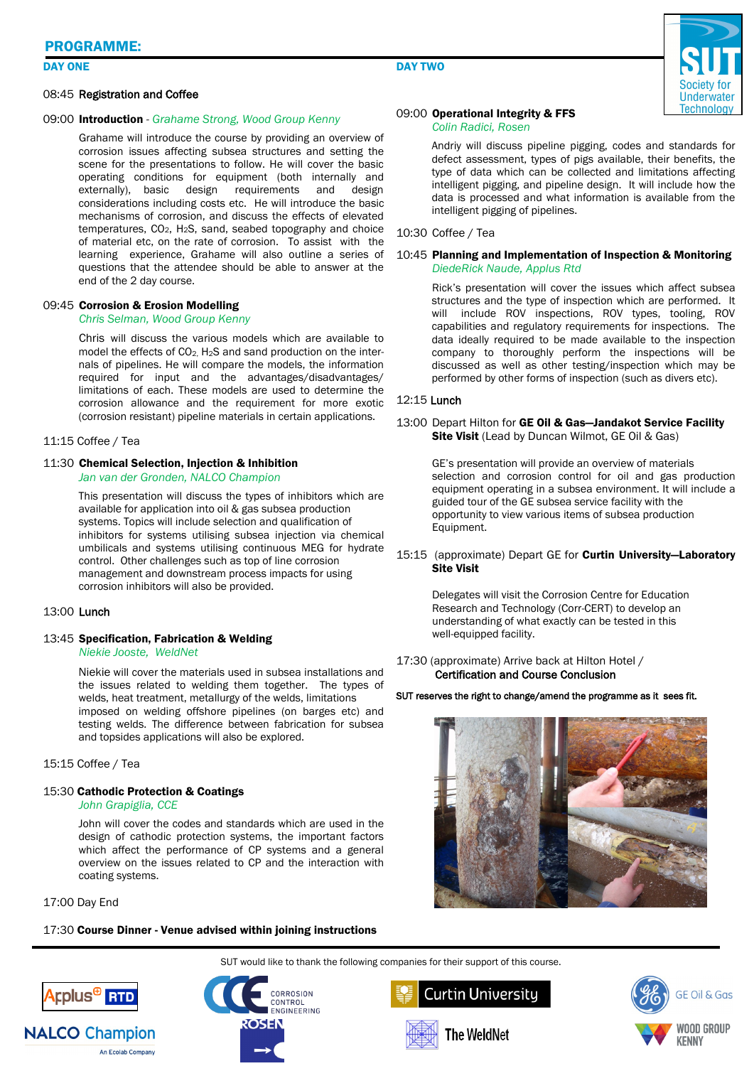## PROGRAMME:

### DAY ONE

08:45 **Registration and Coffee**

09:00 **Introduction** - *Grahame Strong, Wood Group Kenny*

Grahame will introduce the course by providing an overview of corrosion issues affecting subsea structures and setting the scene for the presentations to follow. He will cover the basic operating conditions for equipment (both internally and externally), basic design requirements and design considerations including costs etc. He will introduce the basic mechanisms of corrosion, and discuss the effects of elevated temperatures, $CO_2$, $H_2S$, sand, seabed topography and choice of material etc, on the rate of corrosion. To assist with the learning experience, Grahame will also outline a series of questions that the attendee should be able to answer at the end of the 2 day course.

09:45 **Corrosion & Erosion Modelling**
*Chris Selman, Wood Group Kenny*

Chris will discuss the various models which are available to model the effects of $CO_2$, $H_2S$ and sand production on the internals of pipelines. He will compare the models, the information required for input and the advantages/disadvantages/limitations of each. These models are used to determine the corrosion allowance and the requirement for more exotic (corrosion resistant) pipeline materials in certain applications.

11:15 Coffee / Tea

11:30 **Chemical Selection, Injection & Inhibition**
*Jan van der Gronden, NALCO Champion*

This presentation will discuss the types of inhibitors which are available for application into oil & gas subsea production systems. Topics will include selection and qualification of inhibitors for systems utilising subsea injection via chemical umbilicals and systems utilising continuous MEG for hydrate control. Other challenges such as top of line corrosion management and downstream process impacts for using corrosion inhibitors will also be provided.

13:00 **Lunch**

13:45 **Specification, Fabrication & Welding**
*Niekie Jooste, WeldNet*

Niekie will cover the materials used in subsea installations and the issues related to welding them together. The types of welds, heat treatment, metallurgy of the welds, limitations imposed on welding offshore pipelines (on barges etc) and testing welds. The difference between fabrication for subsea and topsides applications will also be explored.

15:15 Coffee / Tea

15:30 **Cathodic Protection & Coatings**
*John Grapiglia, CCE*

John will cover the codes and standards which are used in the design of cathodic protection systems, the important factors which affect the performance of CP systems and a general overview on the issues related to CP and the interaction with coating systems.

17:00 Day End

17:30 **Course Dinner - Venue advised within joining instructions**

### DAY TWO

09:00 **Operational Integrity & FFS**
*Colin Radici, Rosen*

Andriy will discuss pipeline pigging, codes and standards for defect assessment, types of pigs available, their benefits, the type of data which can be collected and limitations affecting intelligent pigging, and pipeline design. It will include how the data is processed and what information is available from the intelligent pigging of pipelines.

10:30 Coffee / Tea

10:45 **Planning and Implementation of Inspection & Monitoring**
*DiedeRick Naude, Applus Rtd*

Rick's presentation will cover the issues which affect subsea structures and the type of inspection which are performed. It will include ROV inspections, ROV types, tooling, ROV capabilities and regulatory requirements for inspections. The data ideally required to be made available to the inspection company to thoroughly perform the inspections will be discussed as well as other testing/inspection which may be performed by other forms of inspection (such as divers etc).

12:15 **Lunch**

13:00 Depart Hilton for **GE Oil & Gas—Jandakot Service Facility Site Visit** (Lead by Duncan Wilmot, GE Oil & Gas)

GE's presentation will provide an overview of materials selection and corrosion control for oil and gas production equipment operating in a subsea environment. It will include a guided tour of the GE subsea service facility with the opportunity to view various items of subsea production Equipment.

15:15 (approximate) Depart GE for **Curtin University—Laboratory Site Visit**

Delegates will visit the Corrosion Centre for Education Research and Technology (Corr-CERT) to develop an understanding of what exactly can be tested in this well-equipped facility.

17:30 (approximate) Arrive back at Hilton Hotel /
**Certification and Course Conclusion**

**SUT reserves the right to change/amend the programme as it sees fit.**

SUT would like to thank the following companies for their support of this course.

Applus RTD, CCE Corrosion Control Engineering, Curtin University, GE Oil & Gas, NALCO Champion (An Ecolab Company), ROSEN, The WeldNet, Wood Group Kenny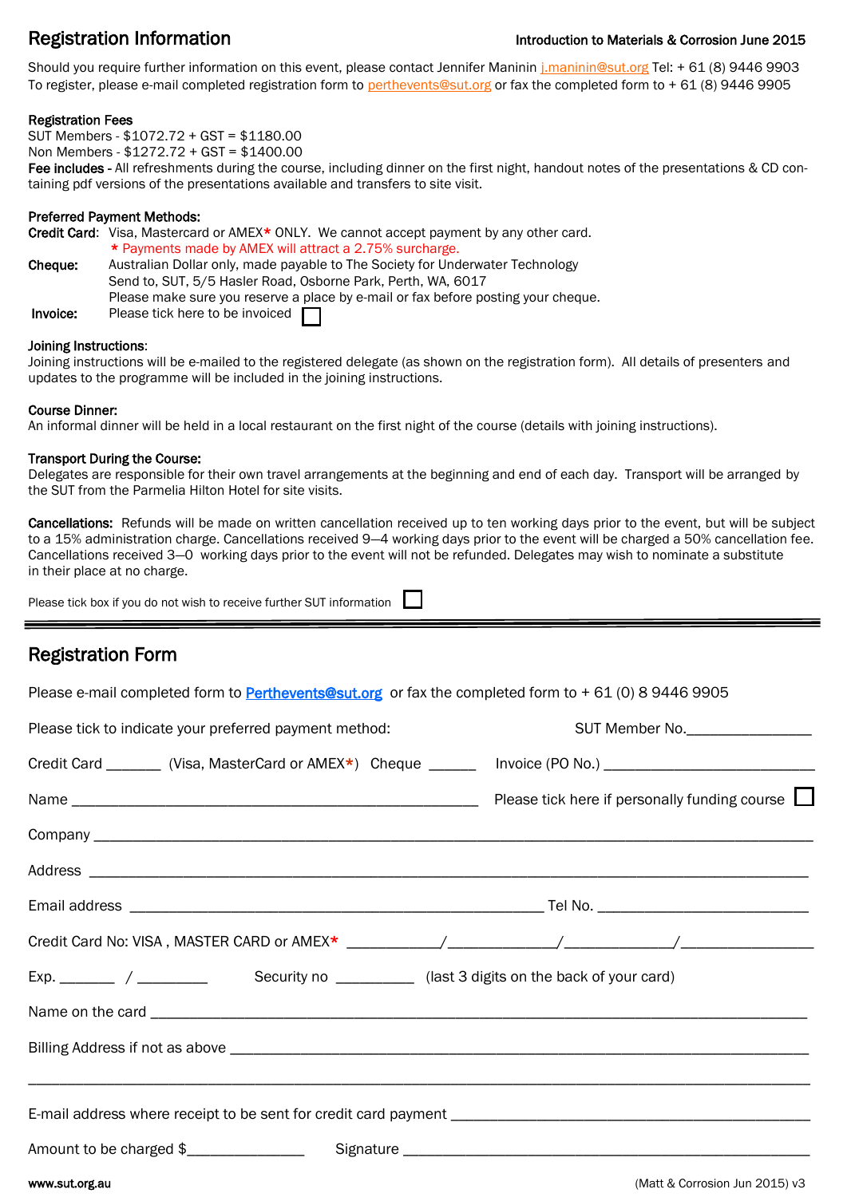## Registration Information

**Introduction to Materials & Corrosion June 2015**

Should you require further information on this event, please contact Jennifer Maninin j.maninin@sut.org Tel: + 61 (8) 9446 9903
To register, please e-mail completed registration form to perthevents@sut.org or fax the completed form to + 61 (8) 9446 9905

**Registration Fees**
SUT Members - $1072.72 + GST = $1180.00
Non Members - $1272.72 + GST = $1400.00
**Fee includes -** All refreshments during the course, including dinner on the first night, handout notes of the presentations & CD containing pdf versions of the presentations available and transfers to site visit.

**Preferred Payment Methods:**
**Credit Card**: Visa, Mastercard or AMEX* ONLY. We cannot accept payment by any other card.
* Payments made by AMEX will attract a 2.75% surcharge.
**Cheque:** Australian Dollar only, made payable to The Society for Underwater Technology
Send to, SUT, 5/5 Hasler Road, Osborne Park, Perth, WA, 6017
Please make sure you reserve a place by e-mail or fax before posting your cheque.
**Invoice:** Please tick here to be invoiced ☐

**Joining Instructions**:
Joining instructions will be e-mailed to the registered delegate (as shown on the registration form). All details of presenters and updates to the programme will be included in the joining instructions.

**Course Dinner:**
An informal dinner will be held in a local restaurant on the first night of the course (details with joining instructions).

**Transport During the Course:**
Delegates are responsible for their own travel arrangements at the beginning and end of each day. Transport will be arranged by the SUT from the Parmelia Hilton Hotel for site visits.

**Cancellations:** Refunds will be made on written cancellation received up to ten working days prior to the event, but will be subject to a 15% administration charge. Cancellations received 9—4 working days prior to the event will be charged a 50% cancellation fee. Cancellations received 3—0 working days prior to the event will not be refunded. Delegates may wish to nominate a substitute in their place at no charge.

Please tick box if you do not wish to receive further SUT information ☐

---

## Registration Form

Please e-mail completed form to Perthevents@sut.org or fax the completed form to + 61 (0) 8 9446 9905

Please tick to indicate your preferred payment method: SUT Member No.________________

Credit Card _______ (Visa, MasterCard or AMEX*) Cheque ______ Invoice (PO No.) ___________________________

Name ____________________________________________________ Please tick here if personally funding course ☐

Company ______________________________________________________________________________________

Address _______________________________________________________________________________________

Email address ______________________________________________ Tel No. ___________________________

Credit Card No: VISA , MASTER CARD or AMEX* ___________/_____________/_____________/________________

Exp. _______ / _________ Security no _________ (last 3 digits on the back of your card)

Name on the card _______________________________________________________________________________

Billing Address if not as above _____________________________________________________________________

_______________________________________________________________________________________________

E-mail address where receipt to be sent for credit card payment ____________________________________________

Amount to be charged $______________ Signature ____________________________________________________

www.sut.org.au

(Matt & Corrosion Jun 2015) v3